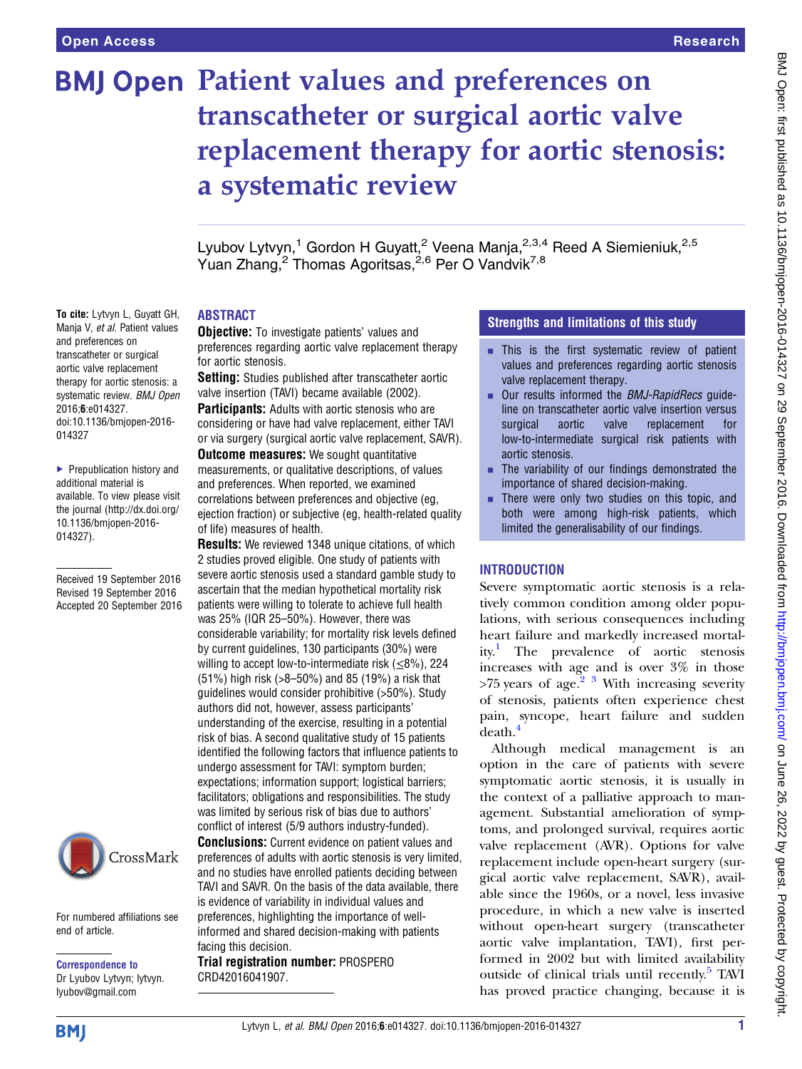# Patient values and preferences on transcatheter or surgical aortic valve replacement therapy for aortic stenosis: a systematic review

Lyubov Lytvyn,[1] Gordon H Guyatt,[2] Veena Manja,[2,3,4] Reed A Siemieniuk,[2,5] Yuan Zhang,[2] Thomas Agoritsas,[2,6] Per O Vandvik[7,8]

**To cite:** Lytvyn L, Guyatt GH, Manja V, *et al*. Patient values and preferences on transcatheter or surgical aortic valve replacement therapy for aortic stenosis: a systematic review. *BMJ Open* 2016;**6**:e014327. doi:10.1136/bmjopen-2016-014327

▸ Prepublication history and additional material is available. To view please visit the journal (http://dx.doi.org/10.1136/bmjopen-2016-014327).

Received 19 September 2016
Revised 19 September 2016
Accepted 20 September 2016

For numbered affiliations see end of article.

**Correspondence to**
Dr Lyubov Lytvyn; lytvyn.lyubov@gmail.com

## ABSTRACT

**Objective:** To investigate patients' values and preferences regarding aortic valve replacement therapy for aortic stenosis.

**Setting:** Studies published after transcatheter aortic valve insertion (TAVI) became available (2002).

**Participants:** Adults with aortic stenosis who are considering or have had valve replacement, either TAVI or via surgery (surgical aortic valve replacement, SAVR).

**Outcome measures:** We sought quantitative measurements, or qualitative descriptions, of values and preferences. When reported, we examined correlations between preferences and objective (eg, ejection fraction) or subjective (eg, health-related quality of life) measures of health.

**Results:** We reviewed 1348 unique citations, of which 2 studies proved eligible. One study of patients with severe aortic stenosis used a standard gamble study to ascertain that the median hypothetical mortality risk patients were willing to tolerate to achieve full health was 25% (IQR 25–50%). However, there was considerable variability; for mortality risk levels defined by current guidelines, 130 participants (30%) were willing to accept low-to-intermediate risk (≤8%), 224 (51%) high risk (>8–50%) and 85 (19%) a risk that guidelines would consider prohibitive (>50%). Study authors did not, however, assess participants' understanding of the exercise, resulting in a potential risk of bias. A second qualitative study of 15 patients identified the following factors that influence patients to undergo assessment for TAVI: symptom burden; expectations; information support; logistical barriers; facilitators; obligations and responsibilities. The study was limited by serious risk of bias due to authors' conflict of interest (5/9 authors industry-funded).

**Conclusions:** Current evidence on patient values and preferences of adults with aortic stenosis is very limited, and no studies have enrolled patients deciding between TAVI and SAVR. On the basis of the data available, there is evidence of variability in individual values and preferences, highlighting the importance of well-informed and shared decision-making with patients facing this decision.

**Trial registration number:** PROSPERO CRD42016041907.

### Strengths and limitations of this study

- This is the first systematic review of patient values and preferences regarding aortic stenosis valve replacement therapy.
- Our results informed the *BMJ-RapidRecs* guideline on transcatheter aortic valve insertion versus surgical aortic valve replacement for low-to-intermediate surgical risk patients with aortic stenosis.
- The variability of our findings demonstrated the importance of shared decision-making.
- There were only two studies on this topic, and both were among high-risk patients, which limited the generalisability of our findings.

## INTRODUCTION

Severe symptomatic aortic stenosis is a relatively common condition among older populations, with serious consequences including heart failure and markedly increased mortality.[1] The prevalence of aortic stenosis increases with age and is over 3% in those >75 years of age.[2,3] With increasing severity of stenosis, patients often experience chest pain, syncope, heart failure and sudden death.[4]

Although medical management is an option in the care of patients with severe symptomatic aortic stenosis, it is usually in the context of a palliative approach to management. Substantial amelioration of symptoms, and prolonged survival, requires aortic valve replacement (AVR). Options for valve replacement include open-heart surgery (surgical aortic valve replacement, SAVR), available since the 1960s, or a novel, less invasive procedure, in which a new valve is inserted without open-heart surgery (transcatheter aortic valve implantation, TAVI), first performed in 2002 but with limited availability outside of clinical trials until recently.[5] TAVI has proved practice changing, because it is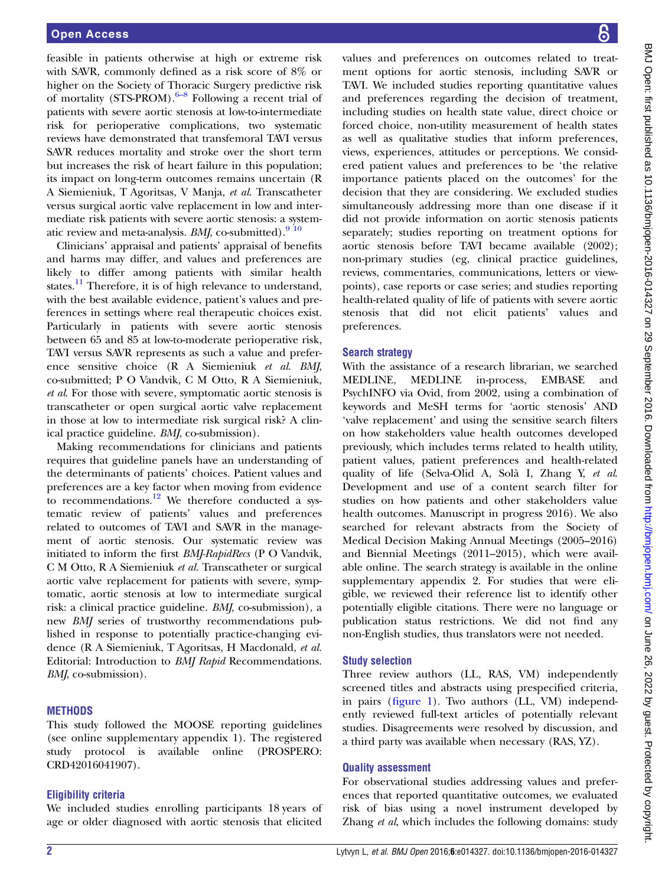feasible in patients otherwise at high or extreme risk with SAVR, commonly defined as a risk score of 8% or higher on the Society of Thoracic Surgery predictive risk of mortality (STS-PROM).[6–8] Following a recent trial of patients with severe aortic stenosis at low-to-intermediate risk for perioperative complications, two systematic reviews have demonstrated that transfemoral TAVI versus SAVR reduces mortality and stroke over the short term but increases the risk of heart failure in this population; its impact on long-term outcomes remains uncertain (R A Siemieniuk, T Agoritsas, V Manja, *et al*. Transcatheter versus surgical aortic valve replacement in low and intermediate risk patients with severe aortic stenosis: a systematic review and meta-analysis. *BMJ*, co-submitted).[9 10]

Clinicians' appraisal and patients' appraisal of benefits and harms may differ, and values and preferences are likely to differ among patients with similar health states.[11] Therefore, it is of high relevance to understand, with the best available evidence, patient's values and preferences in settings where real therapeutic choices exist. Particularly in patients with severe aortic stenosis between 65 and 85 at low-to-moderate perioperative risk, TAVI versus SAVR represents as such a value and preference sensitive choice (R A Siemieniuk *et al*. *BMJ*, co-submitted; P O Vandvik, C M Otto, R A Siemieniuk, *et al*. For those with severe, symptomatic aortic stenosis is transcatheter or open surgical aortic valve replacement in those at low to intermediate risk surgical risk? A clinical practice guideline. *BMJ*, co-submission).

Making recommendations for clinicians and patients requires that guideline panels have an understanding of the determinants of patients' choices. Patient values and preferences are a key factor when moving from evidence to recommendations.[12] We therefore conducted a systematic review of patients' values and preferences related to outcomes of TAVI and SAVR in the management of aortic stenosis. Our systematic review was initiated to inform the first *BMJ-RapidRecs* (P O Vandvik, C M Otto, R A Siemieniuk *et al*. Transcatheter or surgical aortic valve replacement for patients with severe, symptomatic, aortic stenosis at low to intermediate surgical risk: a clinical practice guideline. *BMJ*, co-submission), a new *BMJ* series of trustworthy recommendations published in response to potentially practice-changing evidence (R A Siemieniuk, T Agoritsas, H Macdonald, *et al*. Editorial: Introduction to *BMJ Rapid* Recommendations. *BMJ*, co-submission).

## METHODS

This study followed the MOOSE reporting guidelines (see online supplementary appendix 1). The registered study protocol is available online (PROSPERO: CRD42016041907).

### Eligibility criteria

We included studies enrolling participants 18 years of age or older diagnosed with aortic stenosis that elicited values and preferences on outcomes related to treatment options for aortic stenosis, including SAVR or TAVI. We included studies reporting quantitative values and preferences regarding the decision of treatment, including studies on health state value, direct choice or forced choice, non-utility measurement of health states as well as qualitative studies that inform preferences, views, experiences, attitudes or perceptions. We considered patient values and preferences to be 'the relative importance patients placed on the outcomes' for the decision that they are considering. We excluded studies simultaneously addressing more than one disease if it did not provide information on aortic stenosis patients separately; studies reporting on treatment options for aortic stenosis before TAVI became available (2002); non-primary studies (eg, clinical practice guidelines, reviews, commentaries, communications, letters or viewpoints), case reports or case series; and studies reporting health-related quality of life of patients with severe aortic stenosis that did not elicit patients' values and preferences.

### Search strategy

With the assistance of a research librarian, we searched MEDLINE, MEDLINE in-process, EMBASE and PsychINFO via Ovid, from 2002, using a combination of keywords and MeSH terms for 'aortic stenosis' AND 'valve replacement' and using the sensitive search filters on how stakeholders value health outcomes developed previously, which includes terms related to health utility, patient values, patient preferences and health-related quality of life (Selva-Olid A, Solà I, Zhang Y, *et al*. Development and use of a content search filter for studies on how patients and other stakeholders value health outcomes. Manuscript in progress 2016). We also searched for relevant abstracts from the Society of Medical Decision Making Annual Meetings (2005–2016) and Biennial Meetings (2011–2015), which were available online. The search strategy is available in the online supplementary appendix 2. For studies that were eligible, we reviewed their reference list to identify other potentially eligible citations. There were no language or publication status restrictions. We did not find any non-English studies, thus translators were not needed.

### Study selection

Three review authors (LL, RAS, VM) independently screened titles and abstracts using prespecified criteria, in pairs (figure 1). Two authors (LL, VM) independently reviewed full-text articles of potentially relevant studies. Disagreements were resolved by discussion, and a third party was available when necessary (RAS, YZ).

### Quality assessment

For observational studies addressing values and preferences that reported quantitative outcomes, we evaluated risk of bias using a novel instrument developed by Zhang *et al*, which includes the following domains: study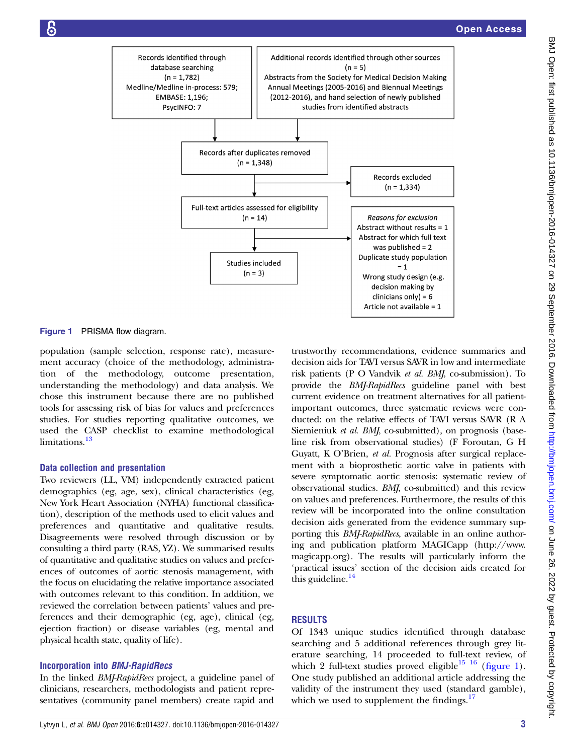Records identified through database searching (n = 1,782) Medline/Medline in-process: 579; EMBASE: 1,196; PsycINFO: 7

Additional records identified through other sources (n = 5) Abstracts from the Society for Medical Decision Making Annual Meetings (2005-2016) and Biennual Meetings (2012-2016), and hand selection of newly published studies from identified abstracts

Records after duplicates removed (n = 1,348)

Records excluded (n = 1,334)

Full-text articles assessed for eligibility (n = 14)

*Reasons for exclusion*
Abstract without results = 1
Abstract for which full text was published = 2
Duplicate study population = 1
Wrong study design (e.g. decision making by clinicians only) = 6
Article not available = 1

Studies included (n = 3)

**Figure 1** PRISMA flow diagram.

population (sample selection, response rate), measurement accuracy (choice of the methodology, administration of the methodology, outcome presentation, understanding the methodology) and data analysis. We chose this instrument because there are no published tools for assessing risk of bias for values and preferences studies. For studies reporting qualitative outcomes, we used the CASP checklist to examine methodological limitations.[13]

### Data collection and presentation

Two reviewers (LL, VM) independently extracted patient demographics (eg, age, sex), clinical characteristics (eg, New York Heart Association (NYHA) functional classification), description of the methods used to elicit values and preferences and quantitative and qualitative results. Disagreements were resolved through discussion or by consulting a third party (RAS, YZ). We summarised results of quantitative and qualitative studies on values and preferences of outcomes of aortic stenosis management, with the focus on elucidating the relative importance associated with outcomes relevant to this condition. In addition, we reviewed the correlation between patients' values and preferences and their demographic (eg, age), clinical (eg, ejection fraction) or disease variables (eg, mental and physical health state, quality of life).

### Incorporation into *BMJ-RapidRecs*

In the linked *BMJ-RapidRecs* project, a guideline panel of clinicians, researchers, methodologists and patient representatives (community panel members) create rapid and trustworthy recommendations, evidence summaries and decision aids for TAVI versus SAVR in low and intermediate risk patients (P O Vandvik *et al. BMJ*, co-submission). To provide the *BMJ-RapidRecs* guideline panel with best current evidence on treatment alternatives for all patient-important outcomes, three systematic reviews were conducted: on the relative effects of TAVI versus SAVR (R A Siemieniuk *et al. BMJ*, co-submitted), on prognosis (baseline risk from observational studies) (F Foroutan, G H Guyatt, K O'Brien, *et al.* Prognosis after surgical replacement with a bioprosthetic aortic valve in patients with severe symptomatic aortic stenosis: systematic review of observational studies. *BMJ*, co-submitted) and this review on values and preferences. Furthermore, the results of this review will be incorporated into the online consultation decision aids generated from the evidence summary supporting this *BMJ-RapidRecs*, available in an online authoring and publication platform MAGICapp (http://www.magicapp.org). The results will particularly inform the 'practical issues' section of the decision aids created for this guideline.[14]

## RESULTS

Of 1343 unique studies identified through database searching and 5 additional references through grey literature searching, 14 proceeded to full-text review, of which 2 full-text studies proved eligible[15,16] (figure 1). One study published an additional article addressing the validity of the instrument they used (standard gamble), which we used to supplement the findings.[17]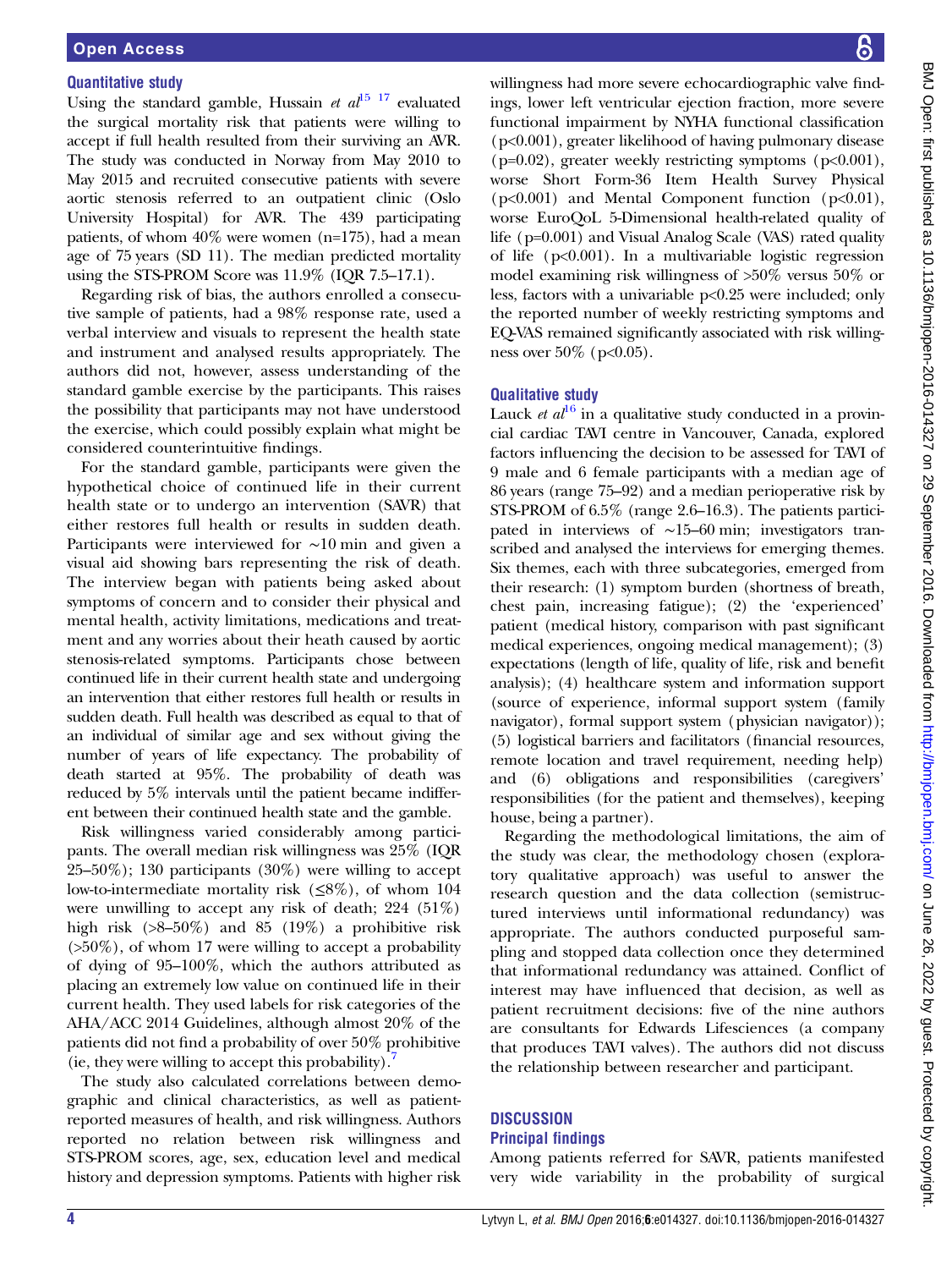### Quantitative study

Using the standard gamble, Hussain *et al*[15 17] evaluated the surgical mortality risk that patients were willing to accept if full health resulted from their surviving an AVR. The study was conducted in Norway from May 2010 to May 2015 and recruited consecutive patients with severe aortic stenosis referred to an outpatient clinic (Oslo University Hospital) for AVR. The 439 participating patients, of whom 40% were women (n=175), had a mean age of 75 years (SD 11). The median predicted mortality using the STS-PROM Score was 11.9% (IQR 7.5–17.1).

Regarding risk of bias, the authors enrolled a consecutive sample of patients, had a 98% response rate, used a verbal interview and visuals to represent the health state and instrument and analysed results appropriately. The authors did not, however, assess understanding of the standard gamble exercise by the participants. This raises the possibility that participants may not have understood the exercise, which could possibly explain what might be considered counterintuitive findings.

For the standard gamble, participants were given the hypothetical choice of continued life in their current health state or to undergo an intervention (SAVR) that either restores full health or results in sudden death. Participants were interviewed for ∼10 min and given a visual aid showing bars representing the risk of death. The interview began with patients being asked about symptoms of concern and to consider their physical and mental health, activity limitations, medications and treatment and any worries about their heath caused by aortic stenosis-related symptoms. Participants chose between continued life in their current health state and undergoing an intervention that either restores full health or results in sudden death. Full health was described as equal to that of an individual of similar age and sex without giving the number of years of life expectancy. The probability of death started at 95%. The probability of death was reduced by 5% intervals until the patient became indifferent between their continued health state and the gamble.

Risk willingness varied considerably among participants. The overall median risk willingness was 25% (IQR 25–50%); 130 participants (30%) were willing to accept low-to-intermediate mortality risk (≤8%), of whom 104 were unwilling to accept any risk of death; 224 (51%) high risk (>8–50%) and 85 (19%) a prohibitive risk (>50%), of whom 17 were willing to accept a probability of dying of 95–100%, which the authors attributed as placing an extremely low value on continued life in their current health. They used labels for risk categories of the AHA/ACC 2014 Guidelines, although almost 20% of the patients did not find a probability of over 50% prohibitive (ie, they were willing to accept this probability).[7]

The study also calculated correlations between demographic and clinical characteristics, as well as patient-reported measures of health, and risk willingness. Authors reported no relation between risk willingness and STS-PROM scores, age, sex, education level and medical history and depression symptoms. Patients with higher risk willingness had more severe echocardiographic valve findings, lower left ventricular ejection fraction, more severe functional impairment by NYHA functional classification ($p<0.001$), greater likelihood of having pulmonary disease ($p=0.02$), greater weekly restricting symptoms ($p<0.001$), worse Short Form-36 Item Health Survey Physical ($p<0.001$) and Mental Component function ($p<0.01$), worse EuroQoL 5-Dimensional health-related quality of life ($p=0.001$) and Visual Analog Scale (VAS) rated quality of life ($p<0.001$). In a multivariable logistic regression model examining risk willingness of >50% versus 50% or less, factors with a univariable $p<0.25$ were included; only the reported number of weekly restricting symptoms and EQ-VAS remained significantly associated with risk willingness over 50% ($p<0.05$).

### Qualitative study

Lauck *et al*[16] in a qualitative study conducted in a provincial cardiac TAVI centre in Vancouver, Canada, explored factors influencing the decision to be assessed for TAVI of 9 male and 6 female participants with a median age of 86 years (range 75–92) and a median perioperative risk by STS-PROM of 6.5% (range 2.6–16.3). The patients participated in interviews of ∼15–60 min; investigators transcribed and analysed the interviews for emerging themes. Six themes, each with three subcategories, emerged from their research: (1) symptom burden (shortness of breath, chest pain, increasing fatigue); (2) the 'experienced' patient (medical history, comparison with past significant medical experiences, ongoing medical management); (3) expectations (length of life, quality of life, risk and benefit analysis); (4) healthcare system and information support (source of experience, informal support system (family navigator), formal support system (physician navigator)); (5) logistical barriers and facilitators (financial resources, remote location and travel requirement, needing help) and (6) obligations and responsibilities (caregivers' responsibilities (for the patient and themselves), keeping house, being a partner).

Regarding the methodological limitations, the aim of the study was clear, the methodology chosen (exploratory qualitative approach) was useful to answer the research question and the data collection (semistructured interviews until informational redundancy) was appropriate. The authors conducted purposeful sampling and stopped data collection once they determined that informational redundancy was attained. Conflict of interest may have influenced that decision, as well as patient recruitment decisions: five of the nine authors are consultants for Edwards Lifesciences (a company that produces TAVI valves). The authors did not discuss the relationship between researcher and participant.

## DISCUSSION

### Principal findings

Among patients referred for SAVR, patients manifested very wide variability in the probability of surgical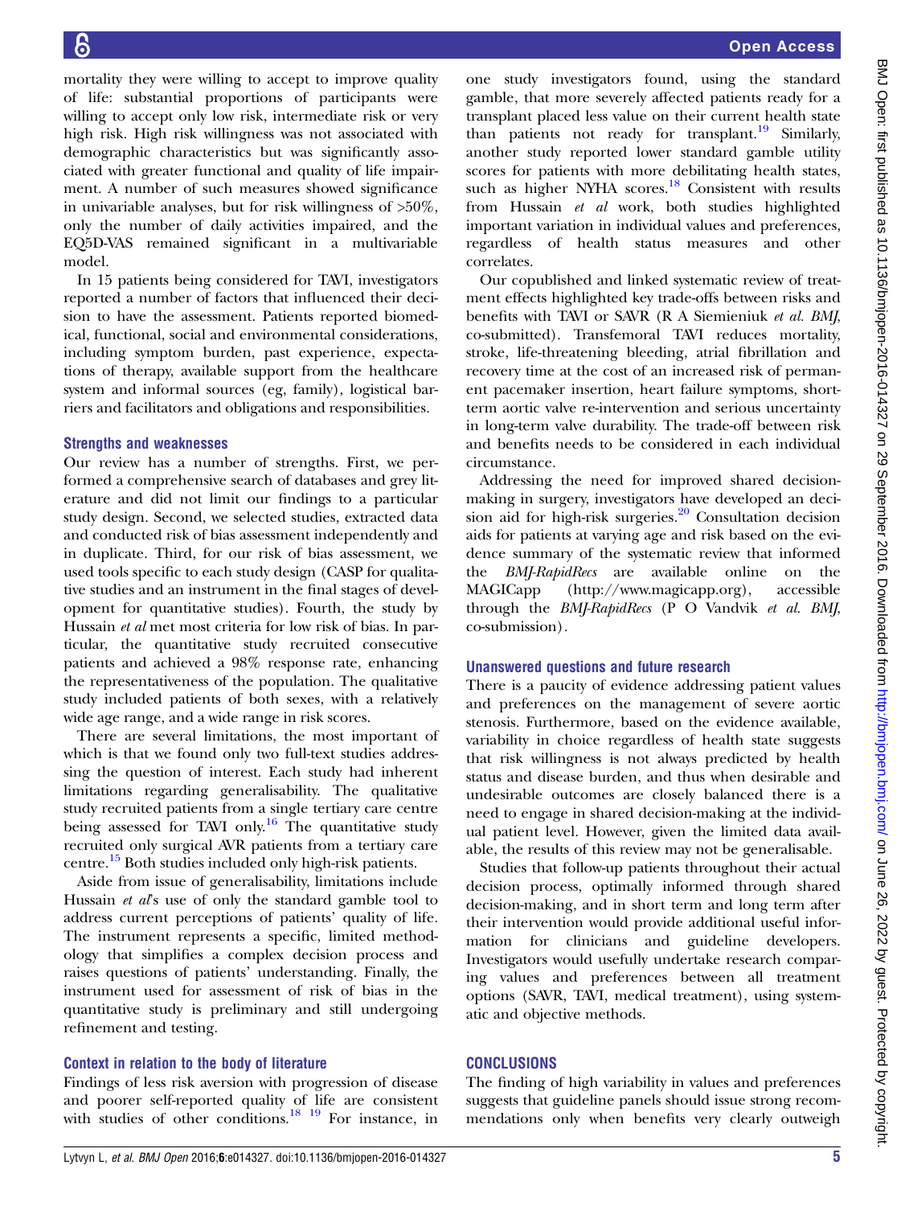mortality they were willing to accept to improve quality of life: substantial proportions of participants were willing to accept only low risk, intermediate risk or very high risk. High risk willingness was not associated with demographic characteristics but was significantly associated with greater functional and quality of life impairment. A number of such measures showed significance in univariable analyses, but for risk willingness of >50%, only the number of daily activities impaired, and the EQ5D-VAS remained significant in a multivariable model.

In 15 patients being considered for TAVI, investigators reported a number of factors that influenced their decision to have the assessment. Patients reported biomedical, functional, social and environmental considerations, including symptom burden, past experience, expectations of therapy, available support from the healthcare system and informal sources (eg, family), logistical barriers and facilitators and obligations and responsibilities.

### Strengths and weaknesses

Our review has a number of strengths. First, we performed a comprehensive search of databases and grey literature and did not limit our findings to a particular study design. Second, we selected studies, extracted data and conducted risk of bias assessment independently and in duplicate. Third, for our risk of bias assessment, we used tools specific to each study design (CASP for qualitative studies and an instrument in the final stages of development for quantitative studies). Fourth, the study by Hussain *et al* met most criteria for low risk of bias. In particular, the quantitative study recruited consecutive patients and achieved a 98% response rate, enhancing the representativeness of the population. The qualitative study included patients of both sexes, with a relatively wide age range, and a wide range in risk scores.

There are several limitations, the most important of which is that we found only two full-text studies addressing the question of interest. Each study had inherent limitations regarding generalisability. The qualitative study recruited patients from a single tertiary care centre being assessed for TAVI only.[16] The quantitative study recruited only surgical AVR patients from a tertiary care centre.[15] Both studies included only high-risk patients.

Aside from issue of generalisability, limitations include Hussain *et al*'s use of only the standard gamble tool to address current perceptions of patients' quality of life. The instrument represents a specific, limited methodology that simplifies a complex decision process and raises questions of patients' understanding. Finally, the instrument used for assessment of risk of bias in the quantitative study is preliminary and still undergoing refinement and testing.

### Context in relation to the body of literature

Findings of less risk aversion with progression of disease and poorer self-reported quality of life are consistent with studies of other conditions.[18 19] For instance, in one study investigators found, using the standard gamble, that more severely affected patients ready for a transplant placed less value on their current health state than patients not ready for transplant.[19] Similarly, another study reported lower standard gamble utility scores for patients with more debilitating health states, such as higher NYHA scores.[18] Consistent with results from Hussain *et al* work, both studies highlighted important variation in individual values and preferences, regardless of health status measures and other correlates.

Our copublished and linked systematic review of treatment effects highlighted key trade-offs between risks and benefits with TAVI or SAVR (R A Siemieniuk *et al*. *BMJ*, co-submitted). Transfemoral TAVI reduces mortality, stroke, life-threatening bleeding, atrial fibrillation and recovery time at the cost of an increased risk of permanent pacemaker insertion, heart failure symptoms, short-term aortic valve re-intervention and serious uncertainty in long-term valve durability. The trade-off between risk and benefits needs to be considered in each individual circumstance.

Addressing the need for improved shared decision-making in surgery, investigators have developed an decision aid for high-risk surgeries.[20] Consultation decision aids for patients at varying age and risk based on the evidence summary of the systematic review that informed the *BMJ-RapidRecs* are available online on the MAGICapp (http://www.magicapp.org), accessible through the *BMJ-RapidRecs* (P O Vandvik *et al*. *BMJ*, co-submission).

### Unanswered questions and future research

There is a paucity of evidence addressing patient values and preferences on the management of severe aortic stenosis. Furthermore, based on the evidence available, variability in choice regardless of health state suggests that risk willingness is not always predicted by health status and disease burden, and thus when desirable and undesirable outcomes are closely balanced there is a need to engage in shared decision-making at the individual patient level. However, given the limited data available, the results of this review may not be generalisable.

Studies that follow-up patients throughout their actual decision process, optimally informed through shared decision-making, and in short term and long term after their intervention would provide additional useful information for clinicians and guideline developers. Investigators would usefully undertake research comparing values and preferences between all treatment options (SAVR, TAVI, medical treatment), using systematic and objective methods.

## CONCLUSIONS

The finding of high variability in values and preferences suggests that guideline panels should issue strong recommendations only when benefits very clearly outweigh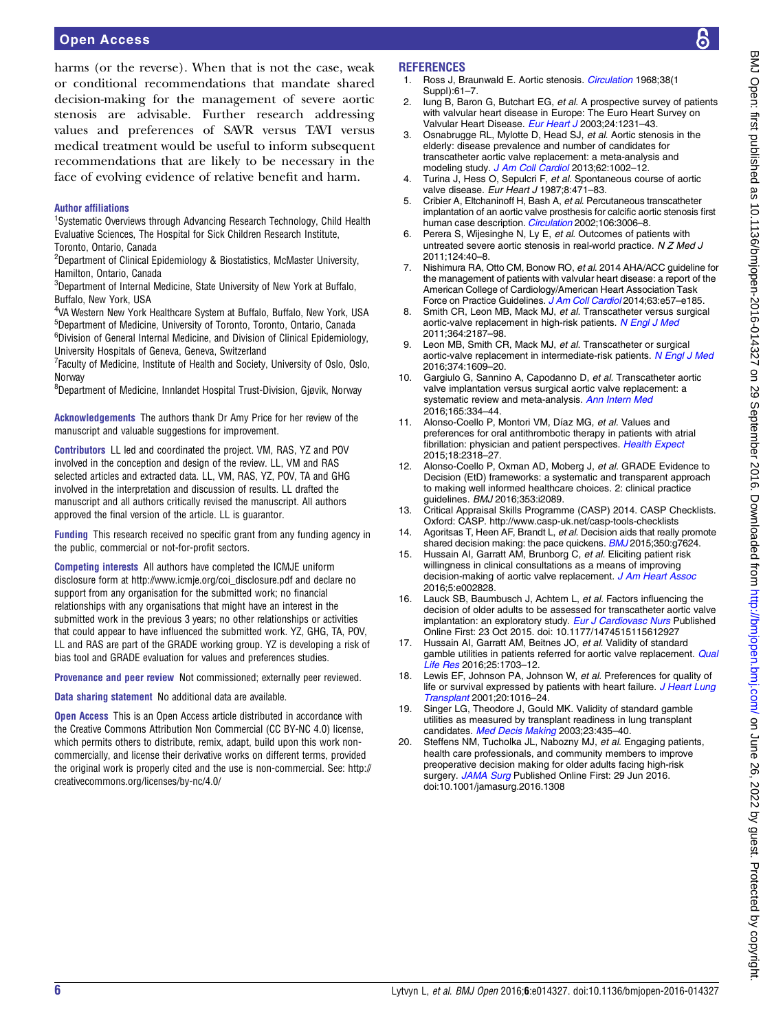harms (or the reverse). When that is not the case, weak or conditional recommendations that mandate shared decision-making for the management of severe aortic stenosis are advisable. Further research addressing values and preferences of SAVR versus TAVI versus medical treatment would be useful to inform subsequent recommendations that are likely to be necessary in the face of evolving evidence of relative benefit and harm.

**Author affiliations**

[1]Systematic Overviews through Advancing Research Technology, Child Health Evaluative Sciences, The Hospital for Sick Children Research Institute, Toronto, Ontario, Canada

[2]Department of Clinical Epidemiology & Biostatistics, McMaster University, Hamilton, Ontario, Canada

[3]Department of Internal Medicine, State University of New York at Buffalo, Buffalo, New York, USA

[4]VA Western New York Healthcare System at Buffalo, Buffalo, New York, USA

[5]Department of Medicine, University of Toronto, Toronto, Ontario, Canada

[6]Division of General Internal Medicine, and Division of Clinical Epidemiology, University Hospitals of Geneva, Geneva, Switzerland

[7]Faculty of Medicine, Institute of Health and Society, University of Oslo, Oslo, Norway

[8]Department of Medicine, Innlandet Hospital Trust-Division, Gjøvik, Norway

**Acknowledgements** The authors thank Dr Amy Price for her review of the manuscript and valuable suggestions for improvement.

**Contributors** LL led and coordinated the project. VM, RAS, YZ and POV involved in the conception and design of the review. LL, VM and RAS selected articles and extracted data. LL, VM, RAS, YZ, POV, TA and GHG involved in the interpretation and discussion of results. LL drafted the manuscript and all authors critically revised the manuscript. All authors approved the final version of the article. LL is guarantor.

**Funding** This research received no specific grant from any funding agency in the public, commercial or not-for-profit sectors.

**Competing interests** All authors have completed the ICMJE uniform disclosure form at http://www.icmje.org/coi_disclosure.pdf and declare no support from any organisation for the submitted work; no financial relationships with any organisations that might have an interest in the submitted work in the previous 3 years; no other relationships or activities that could appear to have influenced the submitted work. YZ, GHG, TA, POV, LL and RAS are part of the GRADE working group. YZ is developing a risk of bias tool and GRADE evaluation for values and preferences studies.

**Provenance and peer review** Not commissioned; externally peer reviewed.

**Data sharing statement** No additional data are available.

**Open Access** This is an Open Access article distributed in accordance with the Creative Commons Attribution Non Commercial (CC BY-NC 4.0) license, which permits others to distribute, remix, adapt, build upon this work non-commercially, and license their derivative works on different terms, provided the original work is properly cited and the use is non-commercial. See: http://creativecommons.org/licenses/by-nc/4.0/

## REFERENCES

1. Ross J, Braunwald E. Aortic stenosis. *Circulation* 1968;38(1 Suppl):61–7.
2. Iung B, Baron G, Butchart EG, *et al.* A prospective survey of patients with valvular heart disease in Europe: The Euro Heart Survey on Valvular Heart Disease. *Eur Heart J* 2003;24:1231–43.
3. Osnabrugge RL, Mylotte D, Head SJ, *et al.* Aortic stenosis in the elderly: disease prevalence and number of candidates for transcatheter aortic valve replacement: a meta-analysis and modeling study. *J Am Coll Cardiol* 2013;62:1002–12.
4. Turina J, Hess O, Sepulcri F, *et al.* Spontaneous course of aortic valve disease. *Eur Heart J* 1987;8:471–83.
5. Cribier A, Eltchaninoff H, Bash A, *et al.* Percutaneous transcatheter implantation of an aortic valve prosthesis for calcific aortic stenosis first human case description. *Circulation* 2002;106:3006–8.
6. Perera S, Wijesinghe N, Ly E, *et al.* Outcomes of patients with untreated severe aortic stenosis in real-world practice. *N Z Med J* 2011;124:40–8.
7. Nishimura RA, Otto CM, Bonow RO, *et al.* 2014 AHA/ACC guideline for the management of patients with valvular heart disease: a report of the American College of Cardiology/American Heart Association Task Force on Practice Guidelines. *J Am Coll Cardiol* 2014;63:e57–e185.
8. Smith CR, Leon MB, Mack MJ, *et al.* Transcatheter versus surgical aortic-valve replacement in high-risk patients. *N Engl J Med* 2011;364:2187–98.
9. Leon MB, Smith CR, Mack MJ, *et al.* Transcatheter or surgical aortic-valve replacement in intermediate-risk patients. *N Engl J Med* 2016;374:1609–20.
10. Gargiulo G, Sannino A, Capodanno D, *et al.* Transcatheter aortic valve implantation versus surgical aortic valve replacement: a systematic review and meta-analysis. *Ann Intern Med* 2016;165:334–44.
11. Alonso-Coello P, Montori VM, Díaz MG, *et al.* Values and preferences for oral antithrombotic therapy in patients with atrial fibrillation: physician and patient perspectives. *Health Expect* 2015;18:2318–27.
12. Alonso-Coello P, Oxman AD, Moberg J, *et al.* GRADE Evidence to Decision (EtD) frameworks: a systematic and transparent approach to making well informed healthcare choices. 2: clinical practice guidelines. *BMJ* 2016;353:i2089.
13. Critical Appraisal Skills Programme (CASP) 2014. CASP Checklists. Oxford: CASP. http://www.casp-uk.net/casp-tools-checklists
14. Agoritsas T, Heen AF, Brandt L, *et al.* Decision aids that really promote shared decision making: the pace quickens. *BMJ* 2015;350:g7624.
15. Hussain AI, Garratt AM, Brunborg C, *et al.* Eliciting patient risk willingness in clinical consultations as a means of improving decision-making of aortic valve replacement. *J Am Heart Assoc* 2016;5:e002828.
16. Lauck SB, Baumbusch J, Achtem L, *et al.* Factors influencing the decision of older adults to be assessed for transcatheter aortic valve implantation: an exploratory study. *Eur J Cardiovasc Nurs* Published Online First: 23 Oct 2015. doi: 10.1177/1474515115612927
17. Hussain AI, Garratt AM, Beitnes JO, *et al.* Validity of standard gamble utilities in patients referred for aortic valve replacement. *Qual Life Res* 2016;25:1703–12.
18. Lewis EF, Johnson PA, Johnson W, *et al.* Preferences for quality of life or survival expressed by patients with heart failure. *J Heart Lung Transplant* 2001;20:1016–24.
19. Singer LG, Theodore J, Gould MK. Validity of standard gamble utilities as measured by transplant readiness in lung transplant candidates. *Med Decis Making* 2003;23:435–40.
20. Steffens NM, Tucholka JL, Nabozny MJ, *et al.* Engaging patients, health care professionals, and community members to improve preoperative decision making for older adults facing high-risk surgery. *JAMA Surg* Published Online First: 29 Jun 2016. doi:10.1001/jamasurg.2016.1308